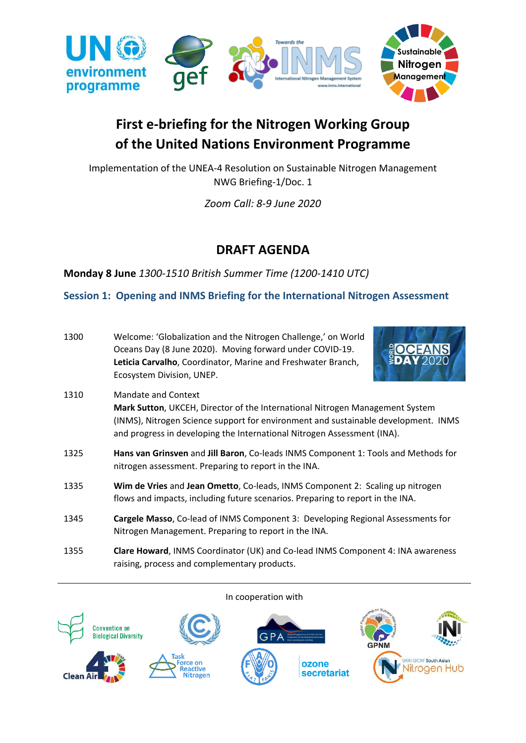# First e-briefing for the Nitrogen Working Group of the United Nations Environment Programme

Implementation of the UNEA-4 Resolution on Sustainable Nitrogen Management
NWG Briefing-1/Doc. 1

*Zoom Call: 8-9 June 2020*

## DRAFT AGENDA

**Monday 8 June** *1300-1510 British Summer Time (1200-1410 UTC)*

### Session 1: Opening and INMS Briefing for the International Nitrogen Assessment

| | |
|---|---|
| 1300 | Welcome: 'Globalization and the Nitrogen Challenge,' on World Oceans Day (8 June 2020). Moving forward under COVID-19. **Leticia Carvalho**, Coordinator, Marine and Freshwater Branch, Ecosystem Division, UNEP. |
| 1310 | Mandate and Context<br>**Mark Sutton**, UKCEH, Director of the International Nitrogen Management System (INMS), Nitrogen Science support for environment and sustainable development. INMS and progress in developing the International Nitrogen Assessment (INA). |
| 1325 | **Hans van Grinsven** and **Jill Baron**, Co-leads INMS Component 1: Tools and Methods for nitrogen assessment. Preparing to report in the INA. |
| 1335 | **Wim de Vries** and **Jean Ometto**, Co-leads, INMS Component 2: Scaling up nitrogen flows and impacts, including future scenarios. Preparing to report in the INA. |
| 1345 | **Cargele Masso**, Co-lead of INMS Component 3: Developing Regional Assessments for Nitrogen Management. Preparing to report in the INA. |
| 1355 | **Clare Howard**, INMS Coordinator (UK) and Co-lead INMS Component 4: INA awareness raising, process and complementary products. |

---

In cooperation with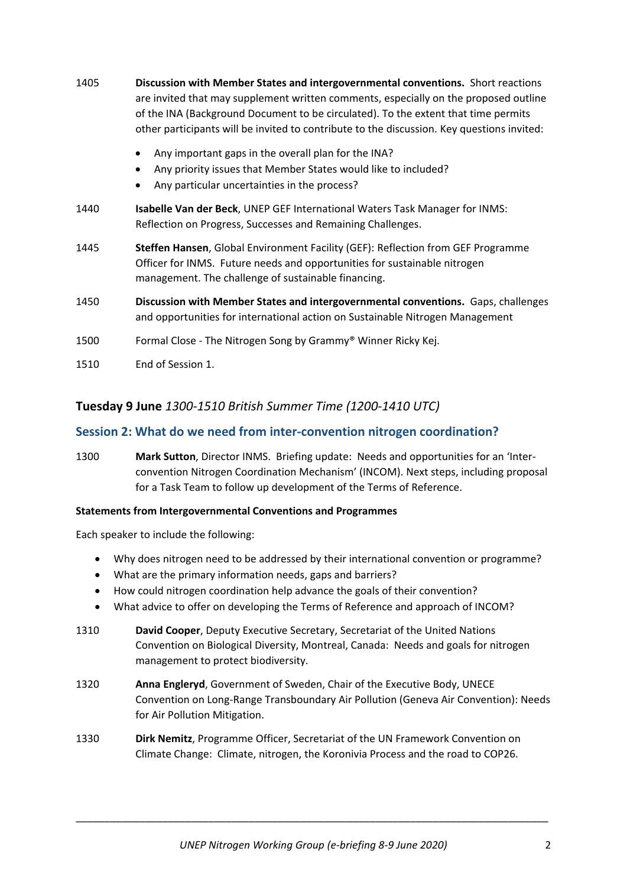1405 **Discussion with Member States and intergovernmental conventions.** Short reactions are invited that may supplement written comments, especially on the proposed outline of the INA (Background Document to be circulated). To the extent that time permits other participants will be invited to contribute to the discussion. Key questions invited:

- Any important gaps in the overall plan for the INA?
- Any priority issues that Member States would like to included?
- Any particular uncertainties in the process?

1440 **Isabelle Van der Beck**, UNEP GEF International Waters Task Manager for INMS: Reflection on Progress, Successes and Remaining Challenges.

1445 **Steffen Hansen**, Global Environment Facility (GEF): Reflection from GEF Programme Officer for INMS. Future needs and opportunities for sustainable nitrogen management. The challenge of sustainable financing.

1450 **Discussion with Member States and intergovernmental conventions.** Gaps, challenges and opportunities for international action on Sustainable Nitrogen Management

1500 Formal Close - The Nitrogen Song by Grammy® Winner Ricky Kej.

1510 End of Session 1.

## Tuesday 9 June *1300-1510 British Summer Time (1200-1410 UTC)*

## Session 2: What do we need from inter-convention nitrogen coordination?

1300 **Mark Sutton**, Director INMS. Briefing update: Needs and opportunities for an 'Inter-convention Nitrogen Coordination Mechanism' (INCOM). Next steps, including proposal for a Task Team to follow up development of the Terms of Reference.

**Statements from Intergovernmental Conventions and Programmes**

Each speaker to include the following:

- Why does nitrogen need to be addressed by their international convention or programme?
- What are the primary information needs, gaps and barriers?
- How could nitrogen coordination help advance the goals of their convention?
- What advice to offer on developing the Terms of Reference and approach of INCOM?

1310 **David Cooper**, Deputy Executive Secretary, Secretariat of the United Nations Convention on Biological Diversity, Montreal, Canada: Needs and goals for nitrogen management to protect biodiversity.

1320 **Anna Engleryd**, Government of Sweden, Chair of the Executive Body, UNECE Convention on Long-Range Transboundary Air Pollution (Geneva Air Convention): Needs for Air Pollution Mitigation.

1330 **Dirk Nemitz**, Programme Officer, Secretariat of the UN Framework Convention on Climate Change: Climate, nitrogen, the Koronivia Process and the road to COP26.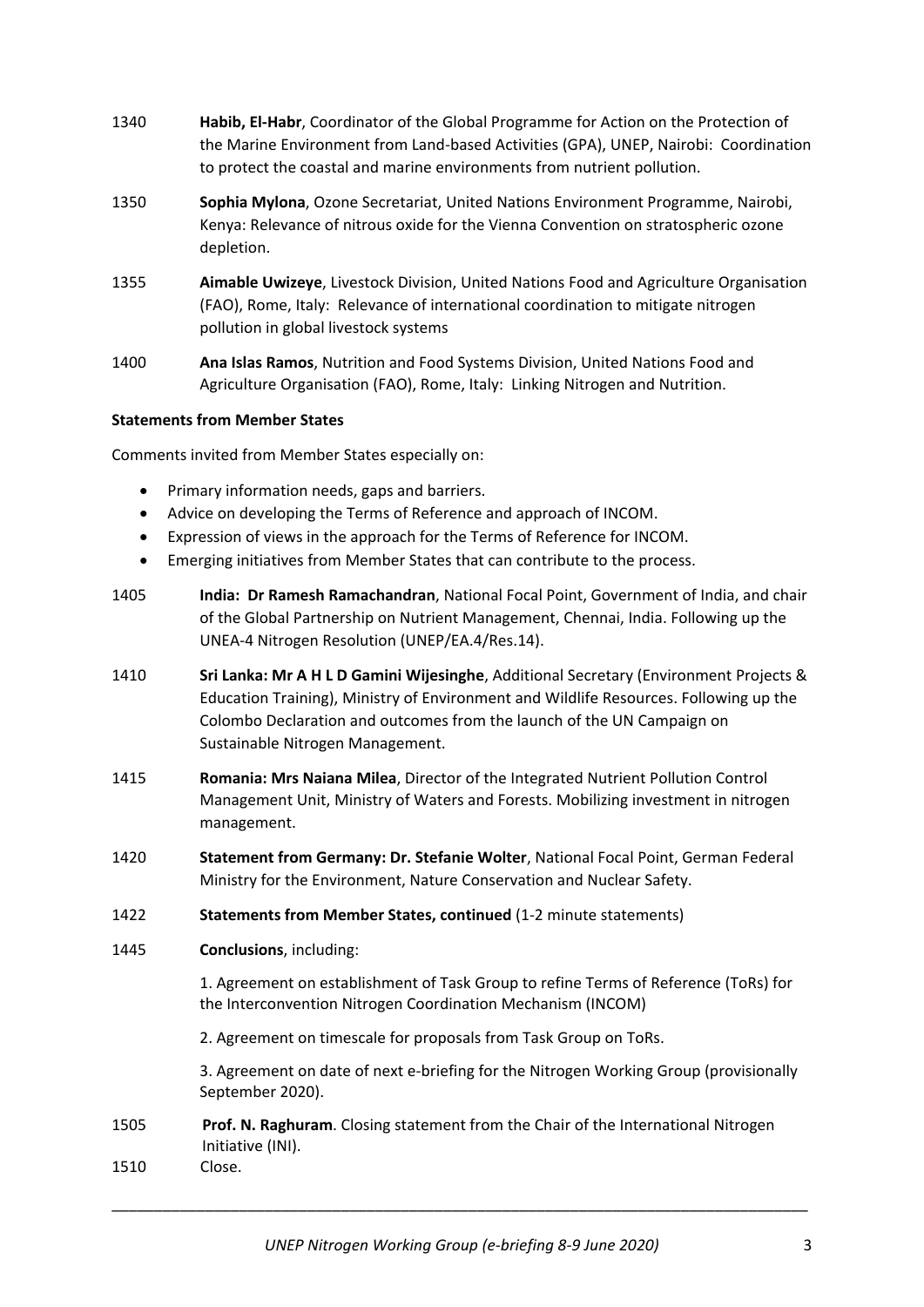1340 **Habib, El-Habr**, Coordinator of the Global Programme for Action on the Protection of the Marine Environment from Land-based Activities (GPA), UNEP, Nairobi: Coordination to protect the coastal and marine environments from nutrient pollution.

1350 **Sophia Mylona**, Ozone Secretariat, United Nations Environment Programme, Nairobi, Kenya: Relevance of nitrous oxide for the Vienna Convention on stratospheric ozone depletion.

1355 **Aimable Uwizeye**, Livestock Division, United Nations Food and Agriculture Organisation (FAO), Rome, Italy: Relevance of international coordination to mitigate nitrogen pollution in global livestock systems

1400 **Ana Islas Ramos**, Nutrition and Food Systems Division, United Nations Food and Agriculture Organisation (FAO), Rome, Italy: Linking Nitrogen and Nutrition.

**Statements from Member States**

Comments invited from Member States especially on:

- Primary information needs, gaps and barriers.
- Advice on developing the Terms of Reference and approach of INCOM.
- Expression of views in the approach for the Terms of Reference for INCOM.
- Emerging initiatives from Member States that can contribute to the process.

1405 **India: Dr Ramesh Ramachandran**, National Focal Point, Government of India, and chair of the Global Partnership on Nutrient Management, Chennai, India. Following up the UNEA-4 Nitrogen Resolution (UNEP/EA.4/Res.14).

1410 **Sri Lanka: Mr A H L D Gamini Wijesinghe**, Additional Secretary (Environment Projects & Education Training), Ministry of Environment and Wildlife Resources. Following up the Colombo Declaration and outcomes from the launch of the UN Campaign on Sustainable Nitrogen Management.

1415 **Romania: Mrs Naiana Milea**, Director of the Integrated Nutrient Pollution Control Management Unit, Ministry of Waters and Forests. Mobilizing investment in nitrogen management.

1420 **Statement from Germany: Dr. Stefanie Wolter**, National Focal Point, German Federal Ministry for the Environment, Nature Conservation and Nuclear Safety.

1422 **Statements from Member States, continued** (1-2 minute statements)

1445 **Conclusions**, including:

1. Agreement on establishment of Task Group to refine Terms of Reference (ToRs) for the Interconvention Nitrogen Coordination Mechanism (INCOM)

2. Agreement on timescale for proposals from Task Group on ToRs.

3. Agreement on date of next e-briefing for the Nitrogen Working Group (provisionally September 2020).

1505 **Prof. N. Raghuram**. Closing statement from the Chair of the International Nitrogen Initiative (INI).

1510 Close.